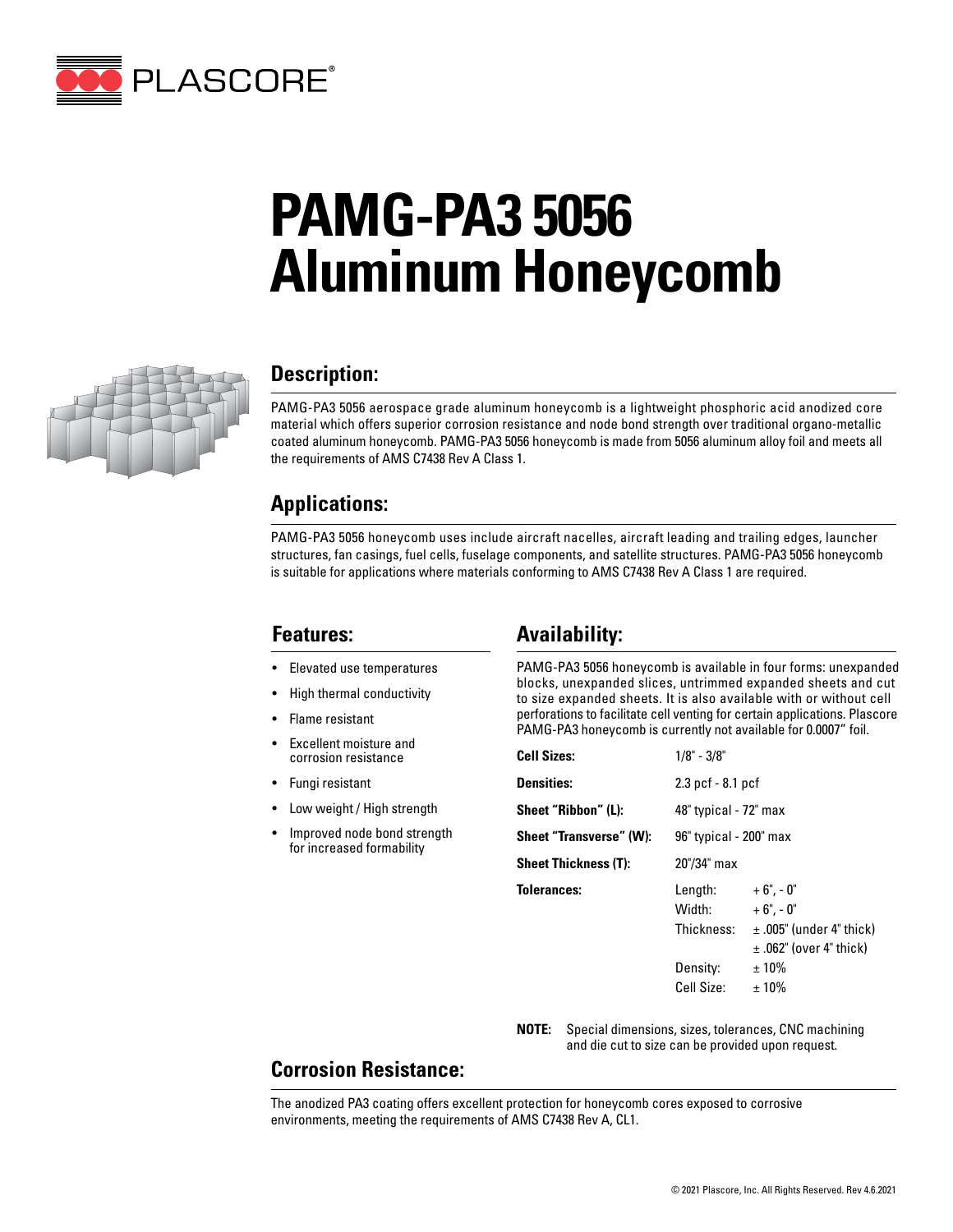# PAMG-PA3 5056 Aluminum Honeycomb

## Description:

PAMG-PA3 5056 aerospace grade aluminum honeycomb is a lightweight phosphoric acid anodized core material which offers superior corrosion resistance and node bond strength over traditional organo-metallic coated aluminum honeycomb. PAMG-PA3 5056 honeycomb is made from 5056 aluminum alloy foil and meets all the requirements of AMS C7438 Rev A Class 1.

## Applications:

PAMG-PA3 5056 honeycomb uses include aircraft nacelles, aircraft leading and trailing edges, launcher structures, fan casings, fuel cells, fuselage components, and satellite structures. PAMG-PA3 5056 honeycomb is suitable for applications where materials conforming to AMS C7438 Rev A Class 1 are required.

## Features:

- Elevated use temperatures
- High thermal conductivity
- Flame resistant
- Excellent moisture and corrosion resistance
- Fungi resistant
- Low weight / High strength
- Improved node bond strength for increased formability

## Availability:

PAMG-PA3 5056 honeycomb is available in four forms: unexpanded blocks, unexpanded slices, untrimmed expanded sheets and cut to size expanded sheets. It is also available with or without cell perforations to facilitate cell venting for certain applications. Plascore PAMG-PA3 honeycomb is currently not available for 0.0007" foil.

| | | |
|---|---|---|
| **Cell Sizes:** | 1/8" - 3/8" | |
| **Densities:** | 2.3 pcf - 8.1 pcf | |
| **Sheet "Ribbon" (L):** | 48" typical - 72" max | |
| **Sheet "Transverse" (W):** | 96" typical - 200" max | |
| **Sheet Thickness (T):** | 20"/34" max | |
| **Tolerances:** | Length: | + 6", - 0" |
| | Width: | + 6", - 0" |
| | Thickness: | ± .005" (under 4" thick) |
| | | ± .062" (over 4" thick) |
| | Density: | ± 10% |
| | Cell Size: | ± 10% |

**NOTE:** Special dimensions, sizes, tolerances, CNC machining and die cut to size can be provided upon request.

## Corrosion Resistance:

The anodized PA3 coating offers excellent protection for honeycomb cores exposed to corrosive environments, meeting the requirements of AMS C7438 Rev A, CL1.

© 2021 Plascore, Inc. All Rights Reserved. Rev 4.6.2021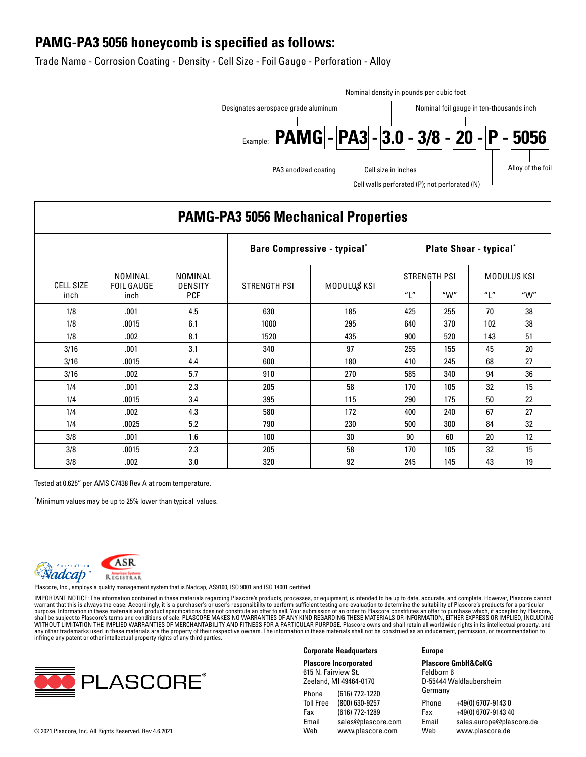## PAMG-PA3 5056 honeycomb is specified as follows:

Trade Name - Corrosion Coating - Density - Cell Size - Foil Gauge - Perforation - Alloy

Nominal density in pounds per cubic foot

Designates aerospace grade aluminum

Nominal foil gauge in ten-thousands inch

Example: **PAMG - PA3 - 3.0 - 3/8 - 20 - P - 5056**

PA3 anodized coating

Cell size in inches

Alloy of the foil

Cell walls perforated (P); not perforated (N)

| PAMG-PA3 5056 Mechanical Properties | | | | | | | | |
|---|---|---|---|---|---|---|---|---|
| | | | Bare Compressive - typical* | | Plate Shear - typical* | | | |
| CELL SIZE inch | NOMINAL FOIL GAUGE inch | NOMINAL DENSITY PCF | STRENGTH PSI | MODULUS KSI | STRENGTH PSI | | MODULUS KSI | |
| | | | | | "L" | "W" | "L" | "W" |
| 1/8 | .001 | 4.5 | 630 | 185 | 425 | 255 | 70 | 38 |
| 1/8 | .0015 | 6.1 | 1000 | 295 | 640 | 370 | 102 | 38 |
| 1/8 | .002 | 8.1 | 1520 | 435 | 900 | 520 | 143 | 51 |
| 3/16 | .001 | 3.1 | 340 | 97 | 255 | 155 | 45 | 20 |
| 3/16 | .0015 | 4.4 | 600 | 180 | 410 | 245 | 68 | 27 |
| 3/16 | .002 | 5.7 | 910 | 270 | 585 | 340 | 94 | 36 |
| 1/4 | .001 | 2.3 | 205 | 58 | 170 | 105 | 32 | 15 |
| 1/4 | .0015 | 3.4 | 395 | 115 | 290 | 175 | 50 | 22 |
| 1/4 | .002 | 4.3 | 580 | 172 | 400 | 240 | 67 | 27 |
| 1/4 | .0025 | 5.2 | 790 | 230 | 500 | 300 | 84 | 32 |
| 3/8 | .001 | 1.6 | 100 | 30 | 90 | 60 | 20 | 12 |
| 3/8 | .0015 | 2.3 | 205 | 58 | 170 | 105 | 32 | 15 |
| 3/8 | .002 | 3.0 | 320 | 92 | 245 | 145 | 43 | 19 |

Tested at 0.625" per AMS C7438 Rev A at room temperature.

*Minimum values may be up to 25% lower than typical values.

Plascore, Inc., employs a quality management system that is Nadcap, AS9100, ISO 9001 and ISO 14001 certified.

IMPORTANT NOTICE: The information contained in these materials regarding Plascore's products, processes, or equipment, is intended to be up to date, accurate, and complete. However, Plascore cannot warrant that this is always the case. Accordingly, it is a purchaser's or user's responsibility to perform sufficient testing and evaluation to determine the suitability of Plascore's products for a particular purpose. Information in these materials and product specifications does not constitute an offer to sell. Your submission of an order to Plascore constitutes an offer to purchase which, if accepted by Plascore, shall be subject to Plascore's terms and conditions of sale. PLASCORE MAKES NO WARRANTIES OF ANY KIND REGARDING THESE MATERIALS OR INFORMATION, EITHER EXPRESS OR IMPLIED, INCLUDING WITHOUT LIMITATION THE IMPLIED WARRANTIES OF MERCHANTABILITY AND FITNESS FOR A PARTICULAR PURPOSE. Plascore owns and shall retain all worldwide rights in its intellectual property, and any other trademarks used in these materials are the property of their respective owners. The information in these materials shall not be construed as an inducement, permission, or recommendation to infringe any patent or other intellectual property rights of any third parties.

**Corporate Headquarters**

**Plascore Incorporated**
615 N. Fairview St.
Zeeland, MI 49464-0170

Phone (616) 772-1220
Toll Free (800) 630-9257
Fax (616) 772-1289
Email sales@plascore.com
Web www.plascore.com

**Europe**

**Plascore GmbH&CoKG**
Feldborn 6
D-55444 Waldlaubersheim
Germany

Phone +49(0) 6707-9143 0
Fax +49(0) 6707-9143 40
Email sales.europe@plascore.de
Web www.plascore.de

© 2021 Plascore, Inc. All Rights Reserved. Rev 4.6.2021